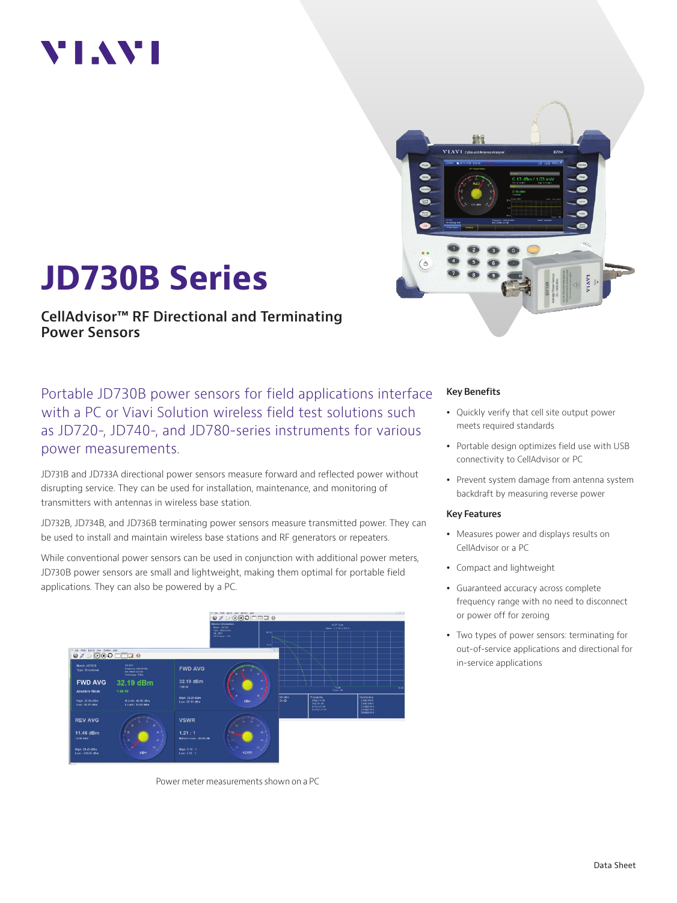# JD730B Series

## CellAdvisor™ RF Directional and Terminating Power Sensors

Portable JD730B power sensors for field applications interface with a PC or Viavi Solution wireless field test solutions such as JD720-, JD740-, and JD780-series instruments for various power measurements.

JD731B and JD733A directional power sensors measure forward and reflected power without disrupting service. They can be used for installation, maintenance, and monitoring of transmitters with antennas in wireless base station.

JD732B, JD734B, and JD736B terminating power sensors measure transmitted power. They can be used to install and maintain wireless base stations and RF generators or repeaters.

While conventional power sensors can be used in conjunction with additional power meters, JD730B power sensors are small and lightweight, making them optimal for portable field applications. They can also be powered by a PC.

Power meter measurements shown on a PC

### Key Benefits

- Quickly verify that cell site output power meets required standards
- Portable design optimizes field use with USB connectivity to CellAdvisor or PC
- Prevent system damage from antenna system backdraft by measuring reverse power

### Key Features

- Measures power and displays results on CellAdvisor or a PC
- Compact and lightweight
- Guaranteed accuracy across complete frequency range with no need to disconnect or power off for zeroing
- Two types of power sensors: terminating for out-of-service applications and directional for in-service applications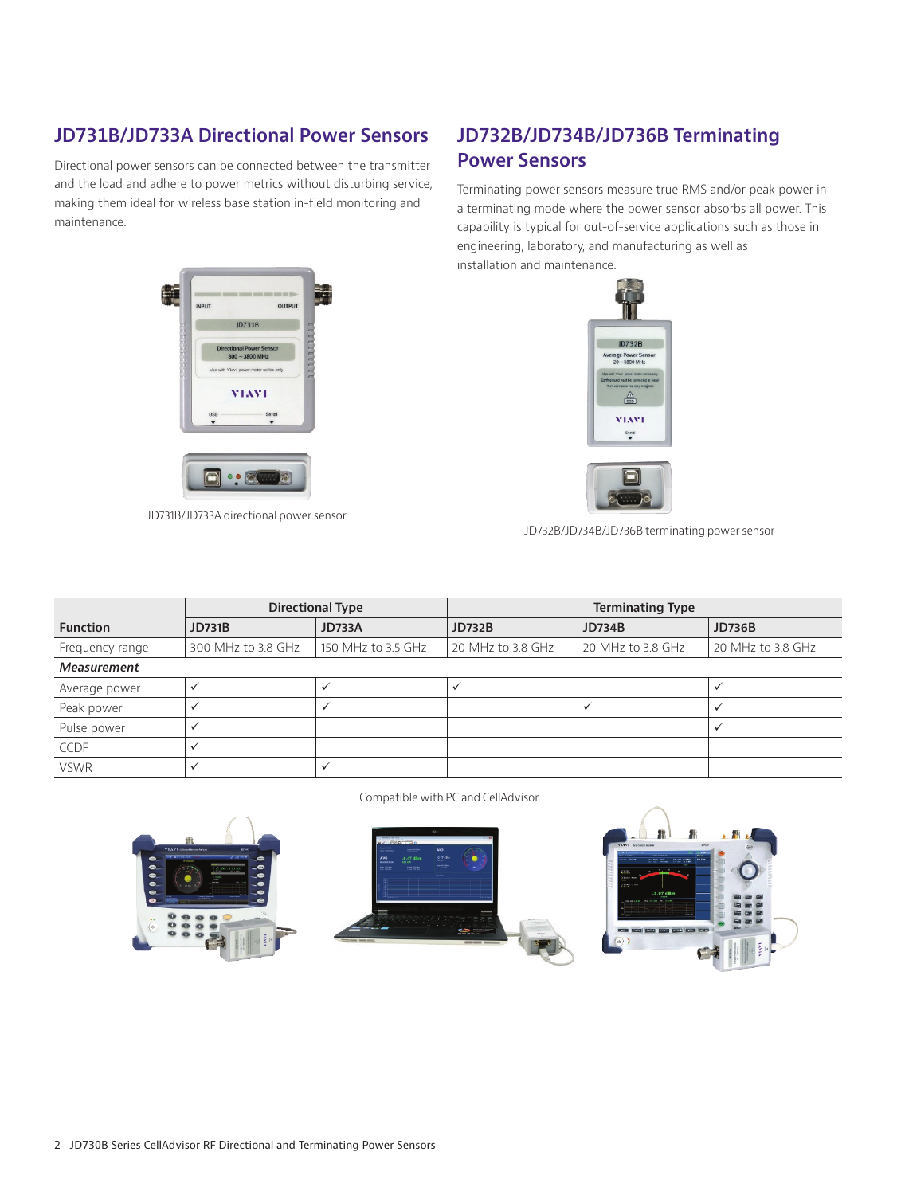## JD731B/JD733A Directional Power Sensors

Directional power sensors can be connected between the transmitter and the load and adhere to power metrics without disturbing service, making them ideal for wireless base station in-field monitoring and maintenance.

JD731B/JD733A directional power sensor

## JD732B/JD734B/JD736B Terminating Power Sensors

Terminating power sensors measure true RMS and/or peak power in a terminating mode where the power sensor absorbs all power. This capability is typical for out-of-service applications such as those in engineering, laboratory, and manufacturing as well as installation and maintenance.

JD732B/JD734B/JD736B terminating power sensor

| | Directional Type | | Terminating Type | | |
|---|---|---|---|---|---|
| **Function** | **JD731B** | **JD733A** | **JD732B** | **JD734B** | **JD736B** |
| Frequency range | 300 MHz to 3.8 GHz | 150 MHz to 3.5 GHz | 20 MHz to 3.8 GHz | 20 MHz to 3.8 GHz | 20 MHz to 3.8 GHz |
| ***Measurement*** | | | | | |
| Average power | ✓ | ✓ | ✓ | | ✓ |
| Peak power | ✓ | ✓ | | ✓ | ✓ |
| Pulse power | ✓ | | | | ✓ |
| CCDF | ✓ | | | | |
| VSWR | ✓ | ✓ | | | |

Compatible with PC and CellAdvisor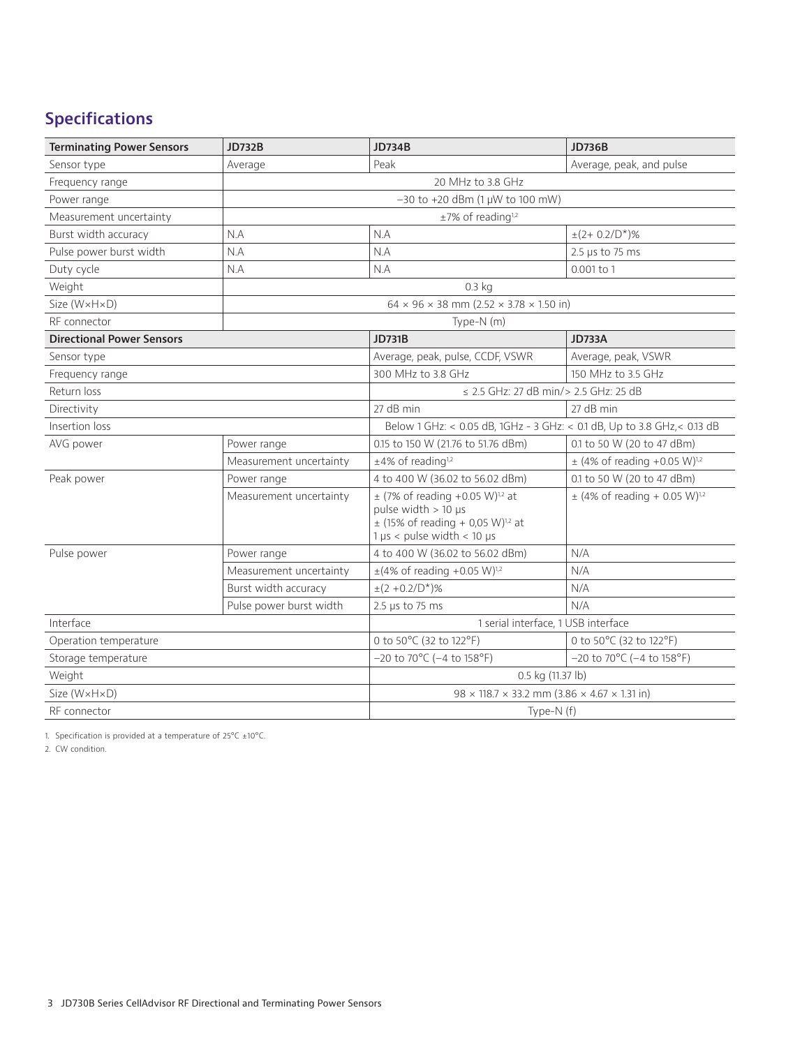## Specifications

| Terminating Power Sensors | | JD732B | JD734B | JD736B |
|---|---|---|---|---|
| Sensor type | | Average | Peak | Average, peak, and pulse |
| Frequency range | | 20 MHz to 3.8 GHz | | |
| Power range | | −30 to +20 dBm (1 μW to 100 mW) | | |
| Measurement uncertainty | | ±7% of reading[1,2] | | |
| Burst width accuracy | | N.A | N.A | ±(2+ 0.2/D*)% |
| Pulse power burst width | | N.A | N.A | 2.5 μs to 75 ms |
| Duty cycle | | N.A | N.A | 0.001 to 1 |
| Weight | | 0.3 kg | | |
| Size (W×H×D) | | 64 × 96 × 38 mm (2.52 × 3.78 × 1.50 in) | | |
| RF connector | | Type-N (m) | | |
| **Directional Power Sensors** | | | **JD731B** | **JD733A** |
| Sensor type | | | Average, peak, pulse, CCDF, VSWR | Average, peak, VSWR |
| Frequency range | | | 300 MHz to 3.8 GHz | 150 MHz to 3.5 GHz |
| Return loss | | | ≤ 2.5 GHz: 27 dB min/> 2.5 GHz: 25 dB | |
| Directivity | | | 27 dB min | 27 dB min |
| Insertion loss | | | Below 1 GHz: < 0.05 dB, 1GHz - 3 GHz: < 0.1 dB, Up to 3.8 GHz,< 0.13 dB | |
| AVG power | Power range | | 0.15 to 150 W (21.76 to 51.76 dBm) | 0.1 to 50 W (20 to 47 dBm) |
| | Measurement uncertainty | | ±4% of reading[1,2] | ± (4% of reading +0.05 W)[1,2] |
| Peak power | Power range | | 4 to 400 W (36.02 to 56.02 dBm) | 0.1 to 50 W (20 to 47 dBm) |
| | Measurement uncertainty | | ± (7% of reading +0.05 W)[1,2] at pulse width > 10 μs<br>± (15% of reading + 0,05 W)[1,2] at 1 μs < pulse width < 10 μs | ± (4% of reading + 0.05 W)[1,2] |
| Pulse power | Power range | | 4 to 400 W (36.02 to 56.02 dBm) | N/A |
| | Measurement uncertainty | | ±(4% of reading +0.05 W)[1,2] | N/A |
| | Burst width accuracy | | ±(2 +0.2/D*)% | N/A |
| | Pulse power burst width | | 2.5 μs to 75 ms | N/A |
| Interface | | | 1 serial interface, 1 USB interface | |
| Operation temperature | | | 0 to 50°C (32 to 122°F) | 0 to 50°C (32 to 122°F) |
| Storage temperature | | | −20 to 70°C (−4 to 158°F) | −20 to 70°C (−4 to 158°F) |
| Weight | | | 0.5 kg (11.37 lb) | |
| Size (W×H×D) | | | 98 × 118.7 × 33.2 mm (3.86 × 4.67 × 1.31 in) | |
| RF connector | | | Type-N (f) | |

1. Specification is provided at a temperature of 25°C ±10°C.
2. CW condition.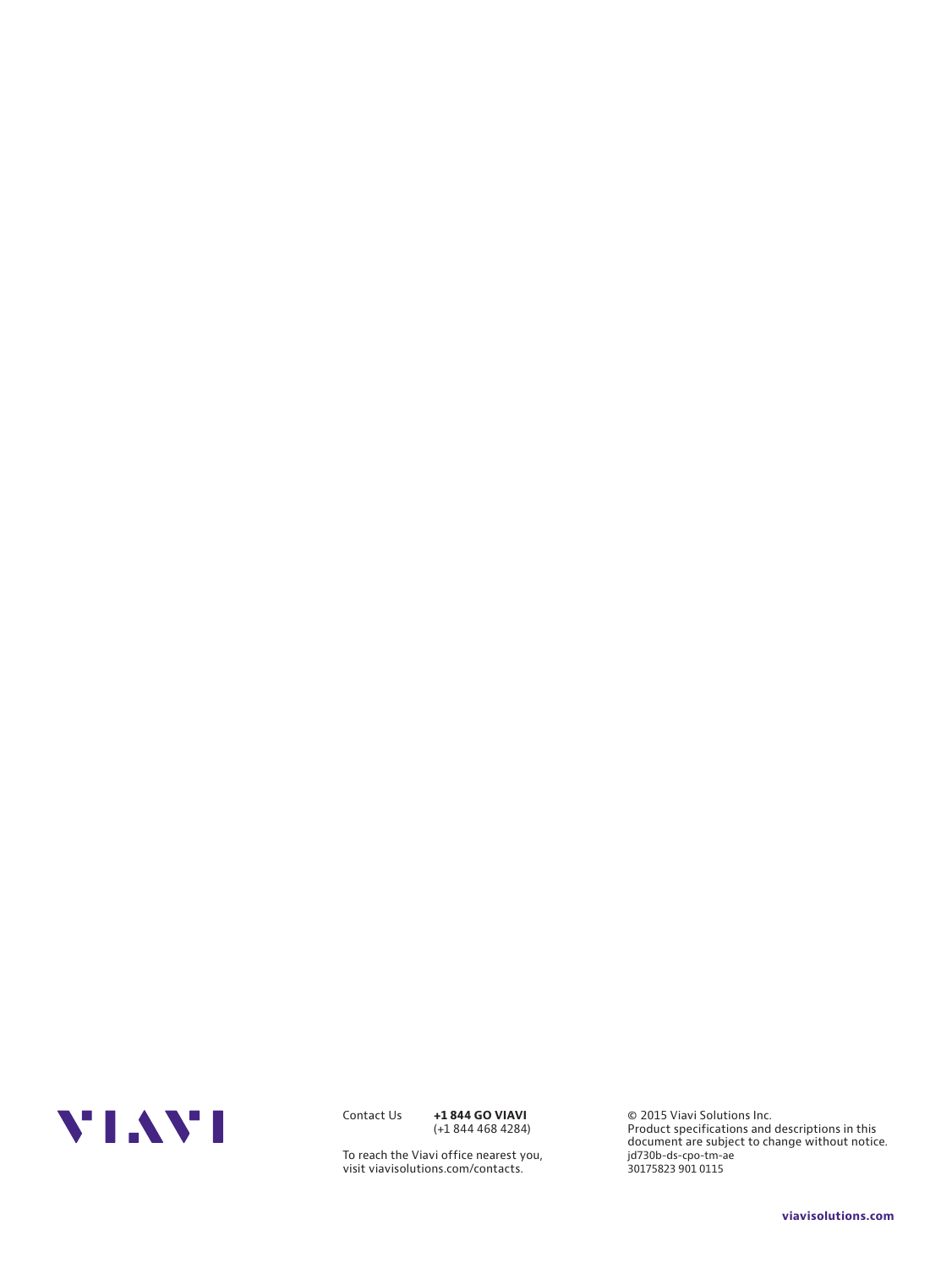VIAVI

Contact Us **+1 844 GO VIAVI**
(+1 844 468 4284)

To reach the Viavi office nearest you,
visit viavisolutions.com/contacts.

© 2015 Viavi Solutions Inc.
Product specifications and descriptions in this
document are subject to change without notice.
jd730b-ds-cpo-tm-ae
30175823 901 0115

**viavisolutions.com**